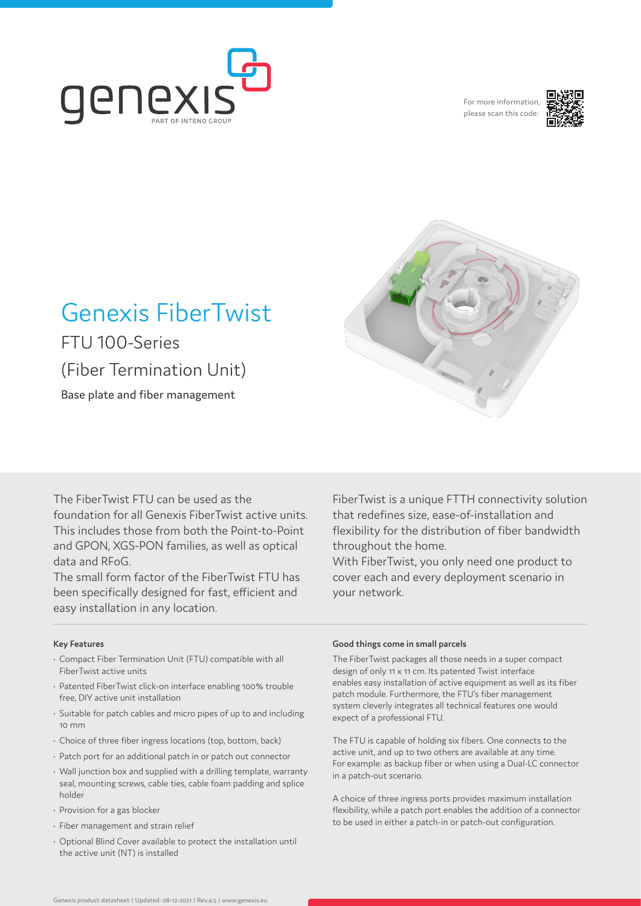For more information, please scan this code:

# Genexis FiberTwist

## FTU 100-Series

## (Fiber Termination Unit)

Base plate and fiber management

The FiberTwist FTU can be used as the foundation for all Genexis FiberTwist active units. This includes those from both the Point-to-Point and GPON, XGS-PON families, as well as optical data and RFoG.
The small form factor of the FiberTwist FTU has been specifically designed for fast, efficient and easy installation in any location.

FiberTwist is a unique FTTH connectivity solution that redefines size, ease-of-installation and flexibility for the distribution of fiber bandwidth throughout the home.
With FiberTwist, you only need one product to cover each and every deployment scenario in your network.

### Key Features

- Compact Fiber Termination Unit (FTU) compatible with all FiberTwist active units
- Patented FiberTwist click-on interface enabling 100% trouble free, DIY active unit installation
- Suitable for patch cables and micro pipes of up to and including 10 mm
- Choice of three fiber ingress locations (top, bottom, back)
- Patch port for an additional patch in or patch out connector
- Wall junction box and supplied with a drilling template, warranty seal, mounting screws, cable ties, cable foam padding and splice holder
- Provision for a gas blocker
- Fiber management and strain relief
- Optional Blind Cover available to protect the installation until the active unit (NT) is installed

### Good things come in small parcels

The FiberTwist packages all those needs in a super compact design of only 11 x 11 cm. Its patented Twist interface enables easy installation of active equipment as well as its fiber patch module. Furthermore, the FTU's fiber management system cleverly integrates all technical features one would expect of a professional FTU.

The FTU is capable of holding six fibers. One connects to the active unit, and up to two others are available at any time. For example: as backup fiber or when using a Dual-LC connector in a patch-out scenario.

A choice of three ingress ports provides maximum installation flexibility, while a patch port enables the addition of a connector to be used in either a patch-in or patch-out configuration.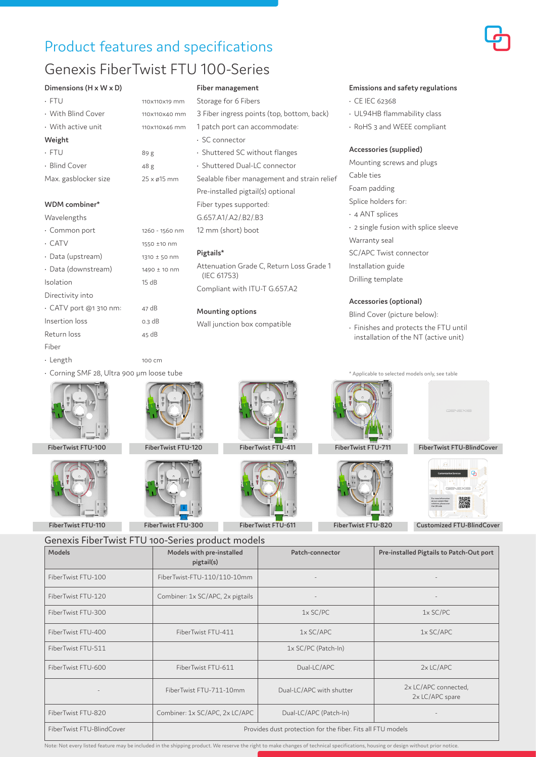# Product features and specifications

## Genexis FiberTwist FTU 100-Series

### Dimensions (H x W x D)

- FTU — 110x110x19 mm
- With Blind Cover — 110x110x40 mm
- With active unit — 110x110x46 mm

### Weight

- FTU — 89 g
- Blind Cover — 48 g

Max. gasblocker size — 25 x ø15 mm

### WDM combiner*

Wavelengths

- Common port — 1260 - 1560 nm
- CATV — 1550 ±10 nm
- Data (upstream) — 1310 ± 50 nm
- Data (downstream) — 1490 ± 10 nm

Isolation — 15 dB

Directivity into

- CATV port @1 310 nm: — 47 dB

Insertion loss — 0.3 dB

Return loss — 45 dB

Fiber

- Length — 100 cm
- Corning SMF 28, Ultra 900 µm loose tube

### Fiber management

Storage for 6 Fibers

3 Fiber ingress points (top, bottom, back)

1 patch port can accommodate:

- SC connector
- Shuttered SC without flanges
- Shuttered Dual-LC connector

Sealable fiber management and strain relief

Pre-installed pigtail(s) optional

Fiber types supported:

G.657.A1/.A2/.B2/.B3

12 mm (short) boot

### Pigtails*

Attenuation Grade C, Return Loss Grade 1 (IEC 61753)

Compliant with ITU-T G.657.A2

### Mounting options

Wall junction box compatible

### Emissions and safety regulations

- CE IEC 62368
- UL94HB flammability class
- RoHS 3 and WEEE compliant

### Accessories (supplied)

Mounting screws and plugs

Cable ties

Foam padding

Splice holders for:

- 4 ANT splices
- 2 single fusion with splice sleeve

Warranty seal

SC/APC Twist connector

Installation guide

Drilling template

### Accessories (optional)

Blind Cover (picture below):

- Finishes and protects the FTU until installation of the NT (active unit)

\* Applicable to selected models only, see table

FiberTwist FTU-100

FiberTwist FTU-120

FiberTwist FTU-411

FiberTwist FTU-711

FiberTwist FTU-BlindCover

FiberTwist FTU-110

FiberTwist FTU-300

FiberTwist FTU-611

FiberTwist FTU-820

Customized FTU-BlindCover

## Genexis FiberTwist FTU 100-Series product models

| Models | Models with pre-installed pigtail(s) | Patch-connector | Pre-installed Pigtails to Patch-Out port |
|---|---|---|---|
| FiberTwist FTU-100 | FiberTwist-FTU-110/110-10mm | - | - |
| FiberTwist FTU-120 | Combiner: 1x SC/APC, 2x pigtails | - | - |
| FiberTwist FTU-300 | | 1x SC/PC | 1x SC/PC |
| FiberTwist FTU-400 | FiberTwist FTU-411 | 1x SC/APC | 1x SC/APC |
| FiberTwist FTU-511 | | 1x SC/PC (Patch-In) | |
| FiberTwist FTU-600 | FiberTwist FTU-611 | Dual-LC/APC | 2x LC/APC |
| - | FiberTwist FTU-711-10mm | Dual-LC/APC with shutter | 2x LC/APC connected, 2x LC/APC spare |
| FiberTwist FTU-820 | Combiner: 1x SC/APC, 2x LC/APC | Dual-LC/APC (Patch-In) | - |
| FiberTwist FTU-BlindCover | Provides dust protection for the fiber. Fits all FTU models | | |

Note: Not every listed feature may be included in the shipping product. We reserve the right to make changes of technical specifications, housing or design without prior notice.